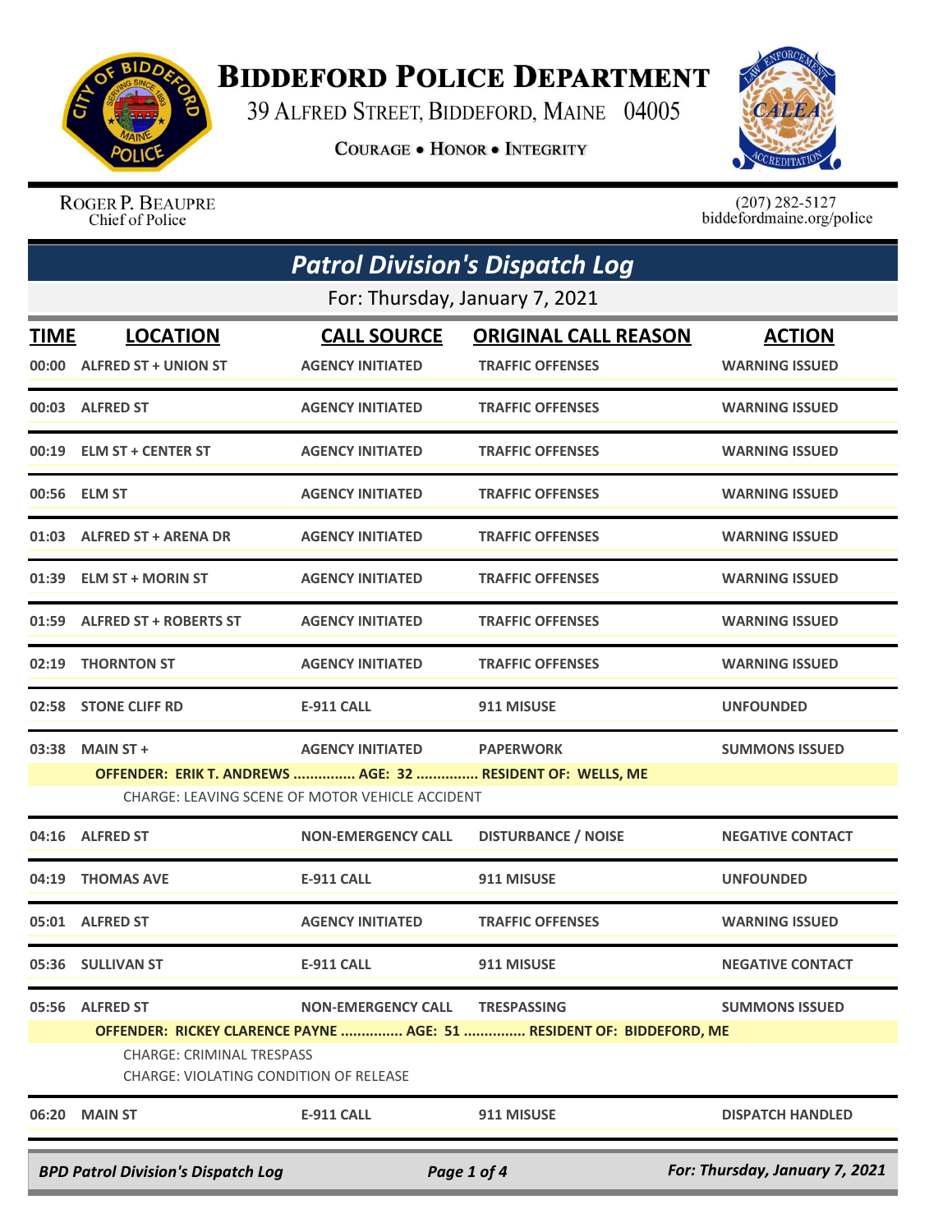# Biddeford Police Department

39 Alfred Street, Biddeford, Maine 04005

**Courage • Honor • Integrity**

Roger P. Beaupre
Chief of Police

(207) 282-5127
biddefordmaine.org/police

## *Patrol Division's Dispatch Log*

For: Thursday, January 7, 2021

| TIME | LOCATION | CALL SOURCE | ORIGINAL CALL REASON | ACTION |
|---|---|---|---|---|
| 00:00 | ALFRED ST + UNION ST | AGENCY INITIATED | TRAFFIC OFFENSES | WARNING ISSUED |
| 00:03 | ALFRED ST | AGENCY INITIATED | TRAFFIC OFFENSES | WARNING ISSUED |
| 00:19 | ELM ST + CENTER ST | AGENCY INITIATED | TRAFFIC OFFENSES | WARNING ISSUED |
| 00:56 | ELM ST | AGENCY INITIATED | TRAFFIC OFFENSES | WARNING ISSUED |
| 01:03 | ALFRED ST + ARENA DR | AGENCY INITIATED | TRAFFIC OFFENSES | WARNING ISSUED |
| 01:39 | ELM ST + MORIN ST | AGENCY INITIATED | TRAFFIC OFFENSES | WARNING ISSUED |
| 01:59 | ALFRED ST + ROBERTS ST | AGENCY INITIATED | TRAFFIC OFFENSES | WARNING ISSUED |
| 02:19 | THORNTON ST | AGENCY INITIATED | TRAFFIC OFFENSES | WARNING ISSUED |
| 02:58 | STONE CLIFF RD | E-911 CALL | 911 MISUSE | UNFOUNDED |
| 03:38 | MAIN ST + | AGENCY INITIATED | PAPERWORK | SUMMONS ISSUED |
| | OFFENDER: ERIK T. ANDREWS ............... AGE: 32 ............... RESIDENT OF: WELLS, ME<br>CHARGE: LEAVING SCENE OF MOTOR VEHICLE ACCIDENT | | | |
| 04:16 | ALFRED ST | NON-EMERGENCY CALL | DISTURBANCE / NOISE | NEGATIVE CONTACT |
| 04:19 | THOMAS AVE | E-911 CALL | 911 MISUSE | UNFOUNDED |
| 05:01 | ALFRED ST | AGENCY INITIATED | TRAFFIC OFFENSES | WARNING ISSUED |
| 05:36 | SULLIVAN ST | E-911 CALL | 911 MISUSE | NEGATIVE CONTACT |
| 05:56 | ALFRED ST | NON-EMERGENCY CALL | TRESPASSING | SUMMONS ISSUED |
| | OFFENDER: RICKEY CLARENCE PAYNE ............... AGE: 51 ............... RESIDENT OF: BIDDEFORD, ME<br>CHARGE: CRIMINAL TRESPASS<br>CHARGE: VIOLATING CONDITION OF RELEASE | | | |
| 06:20 | MAIN ST | E-911 CALL | 911 MISUSE | DISPATCH HANDLED |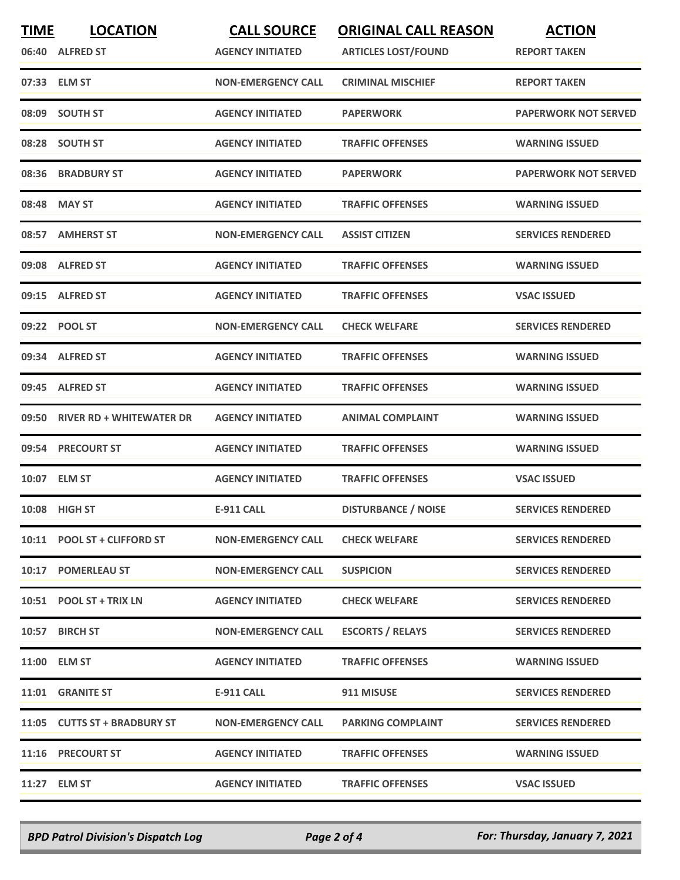| TIME | LOCATION | CALL SOURCE | ORIGINAL CALL REASON | ACTION |
|---|---|---|---|---|
| 06:40 | ALFRED ST | AGENCY INITIATED | ARTICLES LOST/FOUND | REPORT TAKEN |
| 07:33 | ELM ST | NON-EMERGENCY CALL | CRIMINAL MISCHIEF | REPORT TAKEN |
| 08:09 | SOUTH ST | AGENCY INITIATED | PAPERWORK | PAPERWORK NOT SERVED |
| 08:28 | SOUTH ST | AGENCY INITIATED | TRAFFIC OFFENSES | WARNING ISSUED |
| 08:36 | BRADBURY ST | AGENCY INITIATED | PAPERWORK | PAPERWORK NOT SERVED |
| 08:48 | MAY ST | AGENCY INITIATED | TRAFFIC OFFENSES | WARNING ISSUED |
| 08:57 | AMHERST ST | NON-EMERGENCY CALL | ASSIST CITIZEN | SERVICES RENDERED |
| 09:08 | ALFRED ST | AGENCY INITIATED | TRAFFIC OFFENSES | WARNING ISSUED |
| 09:15 | ALFRED ST | AGENCY INITIATED | TRAFFIC OFFENSES | VSAC ISSUED |
| 09:22 | POOL ST | NON-EMERGENCY CALL | CHECK WELFARE | SERVICES RENDERED |
| 09:34 | ALFRED ST | AGENCY INITIATED | TRAFFIC OFFENSES | WARNING ISSUED |
| 09:45 | ALFRED ST | AGENCY INITIATED | TRAFFIC OFFENSES | WARNING ISSUED |
| 09:50 | RIVER RD + WHITEWATER DR | AGENCY INITIATED | ANIMAL COMPLAINT | WARNING ISSUED |
| 09:54 | PRECOURT ST | AGENCY INITIATED | TRAFFIC OFFENSES | WARNING ISSUED |
| 10:07 | ELM ST | AGENCY INITIATED | TRAFFIC OFFENSES | VSAC ISSUED |
| 10:08 | HIGH ST | E-911 CALL | DISTURBANCE / NOISE | SERVICES RENDERED |
| 10:11 | POOL ST + CLIFFORD ST | NON-EMERGENCY CALL | CHECK WELFARE | SERVICES RENDERED |
| 10:17 | POMERLEAU ST | NON-EMERGENCY CALL | SUSPICION | SERVICES RENDERED |
| 10:51 | POOL ST + TRIX LN | AGENCY INITIATED | CHECK WELFARE | SERVICES RENDERED |
| 10:57 | BIRCH ST | NON-EMERGENCY CALL | ESCORTS / RELAYS | SERVICES RENDERED |
| 11:00 | ELM ST | AGENCY INITIATED | TRAFFIC OFFENSES | WARNING ISSUED |
| 11:01 | GRANITE ST | E-911 CALL | 911 MISUSE | SERVICES RENDERED |
| 11:05 | CUTTS ST + BRADBURY ST | NON-EMERGENCY CALL | PARKING COMPLAINT | SERVICES RENDERED |
| 11:16 | PRECOURT ST | AGENCY INITIATED | TRAFFIC OFFENSES | WARNING ISSUED |
| 11:27 | ELM ST | AGENCY INITIATED | TRAFFIC OFFENSES | VSAC ISSUED |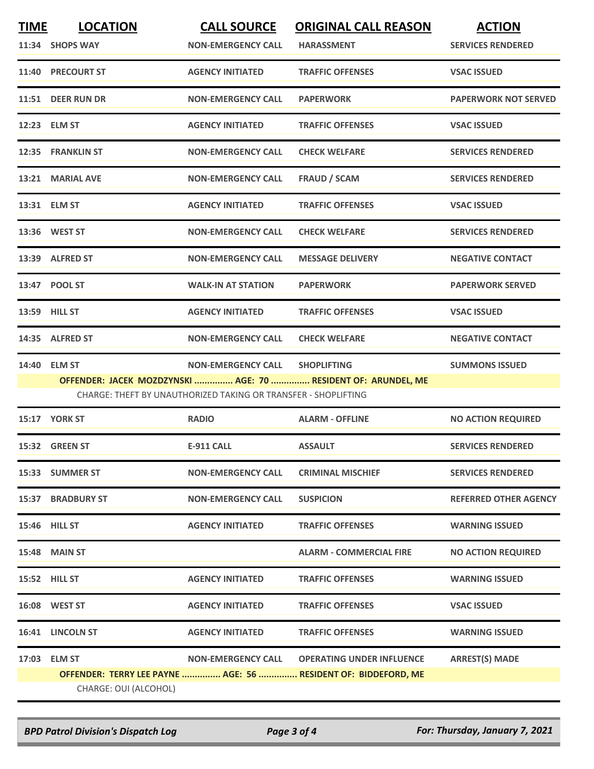| TIME | LOCATION | CALL SOURCE | ORIGINAL CALL REASON | ACTION |
|---|---|---|---|---|
| 11:34 | SHOPS WAY | NON-EMERGENCY CALL | HARASSMENT | SERVICES RENDERED |
| 11:40 | PRECOURT ST | AGENCY INITIATED | TRAFFIC OFFENSES | VSAC ISSUED |
| 11:51 | DEER RUN DR | NON-EMERGENCY CALL | PAPERWORK | PAPERWORK NOT SERVED |
| 12:23 | ELM ST | AGENCY INITIATED | TRAFFIC OFFENSES | VSAC ISSUED |
| 12:35 | FRANKLIN ST | NON-EMERGENCY CALL | CHECK WELFARE | SERVICES RENDERED |
| 13:21 | MARIAL AVE | NON-EMERGENCY CALL | FRAUD / SCAM | SERVICES RENDERED |
| 13:31 | ELM ST | AGENCY INITIATED | TRAFFIC OFFENSES | VSAC ISSUED |
| 13:36 | WEST ST | NON-EMERGENCY CALL | CHECK WELFARE | SERVICES RENDERED |
| 13:39 | ALFRED ST | NON-EMERGENCY CALL | MESSAGE DELIVERY | NEGATIVE CONTACT |
| 13:47 | POOL ST | WALK-IN AT STATION | PAPERWORK | PAPERWORK SERVED |
| 13:59 | HILL ST | AGENCY INITIATED | TRAFFIC OFFENSES | VSAC ISSUED |
| 14:35 | ALFRED ST | NON-EMERGENCY CALL | CHECK WELFARE | NEGATIVE CONTACT |
| 14:40 | ELM ST | NON-EMERGENCY CALL | SHOPLIFTING | SUMMONS ISSUED |
| | OFFENDER: JACEK MOZDZYNSKI ............... AGE: 70 ............... RESIDENT OF: ARUNDEL, ME | | | |
| | CHARGE: THEFT BY UNAUTHORIZED TAKING OR TRANSFER - SHOPLIFTING | | | |
| 15:17 | YORK ST | RADIO | ALARM - OFFLINE | NO ACTION REQUIRED |
| 15:32 | GREEN ST | E-911 CALL | ASSAULT | SERVICES RENDERED |
| 15:33 | SUMMER ST | NON-EMERGENCY CALL | CRIMINAL MISCHIEF | SERVICES RENDERED |
| 15:37 | BRADBURY ST | NON-EMERGENCY CALL | SUSPICION | REFERRED OTHER AGENCY |
| 15:46 | HILL ST | AGENCY INITIATED | TRAFFIC OFFENSES | WARNING ISSUED |
| 15:48 | MAIN ST | | ALARM - COMMERCIAL FIRE | NO ACTION REQUIRED |
| 15:52 | HILL ST | AGENCY INITIATED | TRAFFIC OFFENSES | WARNING ISSUED |
| 16:08 | WEST ST | AGENCY INITIATED | TRAFFIC OFFENSES | VSAC ISSUED |
| 16:41 | LINCOLN ST | AGENCY INITIATED | TRAFFIC OFFENSES | WARNING ISSUED |
| 17:03 | ELM ST | NON-EMERGENCY CALL | OPERATING UNDER INFLUENCE | ARREST(S) MADE |
| | OFFENDER: TERRY LEE PAYNE ............... AGE: 56 ............... RESIDENT OF: BIDDEFORD, ME | | | |
| | CHARGE: OUI (ALCOHOL) | | | |

*BPD Patrol Division's Dispatch Log* — *For: Thursday, January 7, 2021*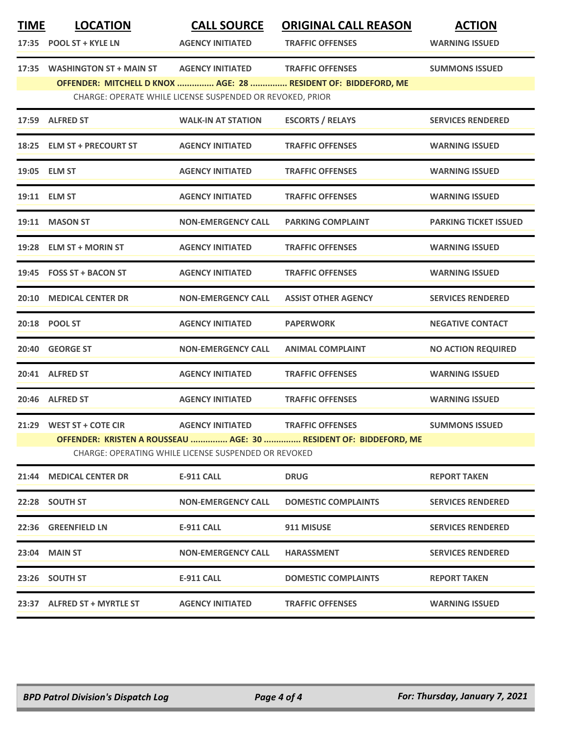| TIME | LOCATION | CALL SOURCE | ORIGINAL CALL REASON | ACTION |
|---|---|---|---|---|
| 17:35 | POOL ST + KYLE LN | AGENCY INITIATED | TRAFFIC OFFENSES | WARNING ISSUED |
| 17:35 | WASHINGTON ST + MAIN ST | AGENCY INITIATED | TRAFFIC OFFENSES | SUMMONS ISSUED |
| | OFFENDER: MITCHELL D KNOX ............... AGE: 28 ............... RESIDENT OF: BIDDEFORD, ME | | | |
| | CHARGE: OPERATE WHILE LICENSE SUSPENDED OR REVOKED, PRIOR | | | |
| 17:59 | ALFRED ST | WALK-IN AT STATION | ESCORTS / RELAYS | SERVICES RENDERED |
| 18:25 | ELM ST + PRECOURT ST | AGENCY INITIATED | TRAFFIC OFFENSES | WARNING ISSUED |
| 19:05 | ELM ST | AGENCY INITIATED | TRAFFIC OFFENSES | WARNING ISSUED |
| 19:11 | ELM ST | AGENCY INITIATED | TRAFFIC OFFENSES | WARNING ISSUED |
| 19:11 | MASON ST | NON-EMERGENCY CALL | PARKING COMPLAINT | PARKING TICKET ISSUED |
| 19:28 | ELM ST + MORIN ST | AGENCY INITIATED | TRAFFIC OFFENSES | WARNING ISSUED |
| 19:45 | FOSS ST + BACON ST | AGENCY INITIATED | TRAFFIC OFFENSES | WARNING ISSUED |
| 20:10 | MEDICAL CENTER DR | NON-EMERGENCY CALL | ASSIST OTHER AGENCY | SERVICES RENDERED |
| 20:18 | POOL ST | AGENCY INITIATED | PAPERWORK | NEGATIVE CONTACT |
| 20:40 | GEORGE ST | NON-EMERGENCY CALL | ANIMAL COMPLAINT | NO ACTION REQUIRED |
| 20:41 | ALFRED ST | AGENCY INITIATED | TRAFFIC OFFENSES | WARNING ISSUED |
| 20:46 | ALFRED ST | AGENCY INITIATED | TRAFFIC OFFENSES | WARNING ISSUED |
| 21:29 | WEST ST + COTE CIR | AGENCY INITIATED | TRAFFIC OFFENSES | SUMMONS ISSUED |
| | OFFENDER: KRISTEN A ROUSSEAU ............... AGE: 30 ............... RESIDENT OF: BIDDEFORD, ME | | | |
| | CHARGE: OPERATING WHILE LICENSE SUSPENDED OR REVOKED | | | |
| 21:44 | MEDICAL CENTER DR | E-911 CALL | DRUG | REPORT TAKEN |
| 22:28 | SOUTH ST | NON-EMERGENCY CALL | DOMESTIC COMPLAINTS | SERVICES RENDERED |
| 22:36 | GREENFIELD LN | E-911 CALL | 911 MISUSE | SERVICES RENDERED |
| 23:04 | MAIN ST | NON-EMERGENCY CALL | HARASSMENT | SERVICES RENDERED |
| 23:26 | SOUTH ST | E-911 CALL | DOMESTIC COMPLAINTS | REPORT TAKEN |
| 23:37 | ALFRED ST + MYRTLE ST | AGENCY INITIATED | TRAFFIC OFFENSES | WARNING ISSUED |